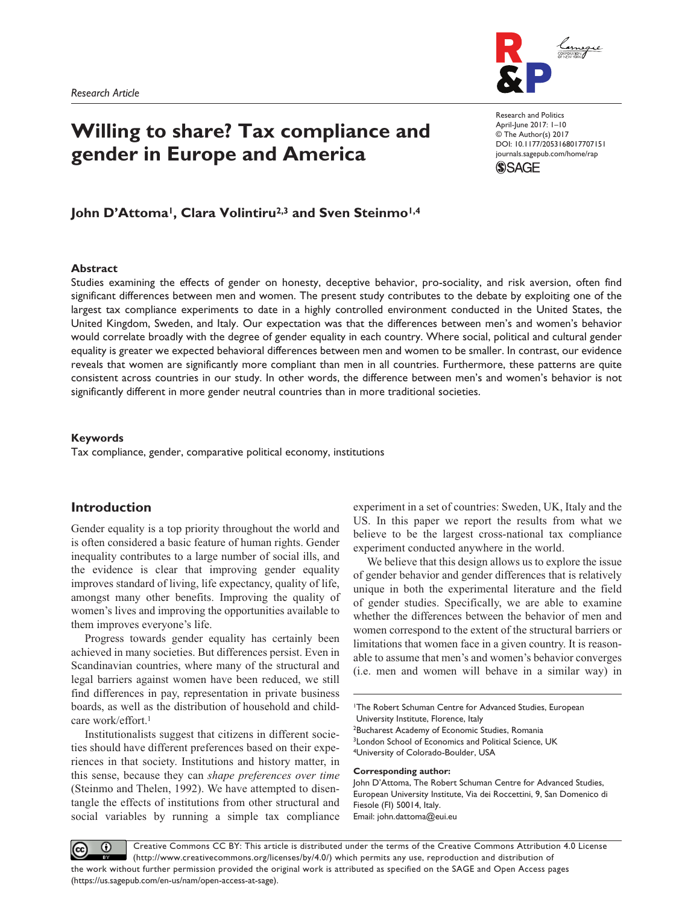Research Article

# Willing to share? Tax compliance and gender in Europe and America

Research and Politics
April-June 2017: 1–10
© The Author(s) 2017
DOI: 10.1177/2053168017707151
journals.sagepub.com/home/rap

**John D'Attoma[1], Clara Volintiru[2,3] and Sven Steinmo[1,4]**

## Abstract

Studies examining the effects of gender on honesty, deceptive behavior, pro-sociality, and risk aversion, often find significant differences between men and women. The present study contributes to the debate by exploiting one of the largest tax compliance experiments to date in a highly controlled environment conducted in the United States, the United Kingdom, Sweden, and Italy. Our expectation was that the differences between men's and women's behavior would correlate broadly with the degree of gender equality in each country. Where social, political and cultural gender equality is greater we expected behavioral differences between men and women to be smaller. In contrast, our evidence reveals that women are significantly more compliant than men in all countries. Furthermore, these patterns are quite consistent across countries in our study. In other words, the difference between men's and women's behavior is not significantly different in more gender neutral countries than in more traditional societies.

## Keywords

Tax compliance, gender, comparative political economy, institutions

## Introduction

Gender equality is a top priority throughout the world and is often considered a basic feature of human rights. Gender inequality contributes to a large number of social ills, and the evidence is clear that improving gender equality improves standard of living, life expectancy, quality of life, amongst many other benefits. Improving the quality of women's lives and improving the opportunities available to them improves everyone's life.

Progress towards gender equality has certainly been achieved in many societies. But differences persist. Even in Scandinavian countries, where many of the structural and legal barriers against women have been reduced, we still find differences in pay, representation in private business boards, as well as the distribution of household and child-care work/effort.[1]

Institutionalists suggest that citizens in different societies should have different preferences based on their experiences in that society. Institutions and history matter, in this sense, because they can *shape preferences over time* (Steinmo and Thelen, 1992). We have attempted to disentangle the effects of institutions from other structural and social variables by running a simple tax compliance experiment in a set of countries: Sweden, UK, Italy and the US. In this paper we report the results from what we believe to be the largest cross-national tax compliance experiment conducted anywhere in the world.

We believe that this design allows us to explore the issue of gender behavior and gender differences that is relatively unique in both the experimental literature and the field of gender studies. Specifically, we are able to examine whether the differences between the behavior of men and women correspond to the extent of the structural barriers or limitations that women face in a given country. It is reasonable to assume that men's and women's behavior converges (i.e. men and women will behave in a similar way) in

[1]The Robert Schuman Centre for Advanced Studies, European University Institute, Florence, Italy
[2]Bucharest Academy of Economic Studies, Romania
[3]London School of Economics and Political Science, UK
[4]University of Colorado-Boulder, USA

**Corresponding author:**
John D'Attoma, The Robert Schuman Centre for Advanced Studies, European University Institute, Via dei Roccettini, 9, San Domenico di Fiesole (FI) 50014, Italy.
Email: john.dattoma@eui.eu

Creative Commons CC BY: This article is distributed under the terms of the Creative Commons Attribution 4.0 License (http://www.creativecommons.org/licenses/by/4.0/) which permits any use, reproduction and distribution of the work without further permission provided the original work is attributed as specified on the SAGE and Open Access pages (https://us.sagepub.com/en-us/nam/open-access-at-sage).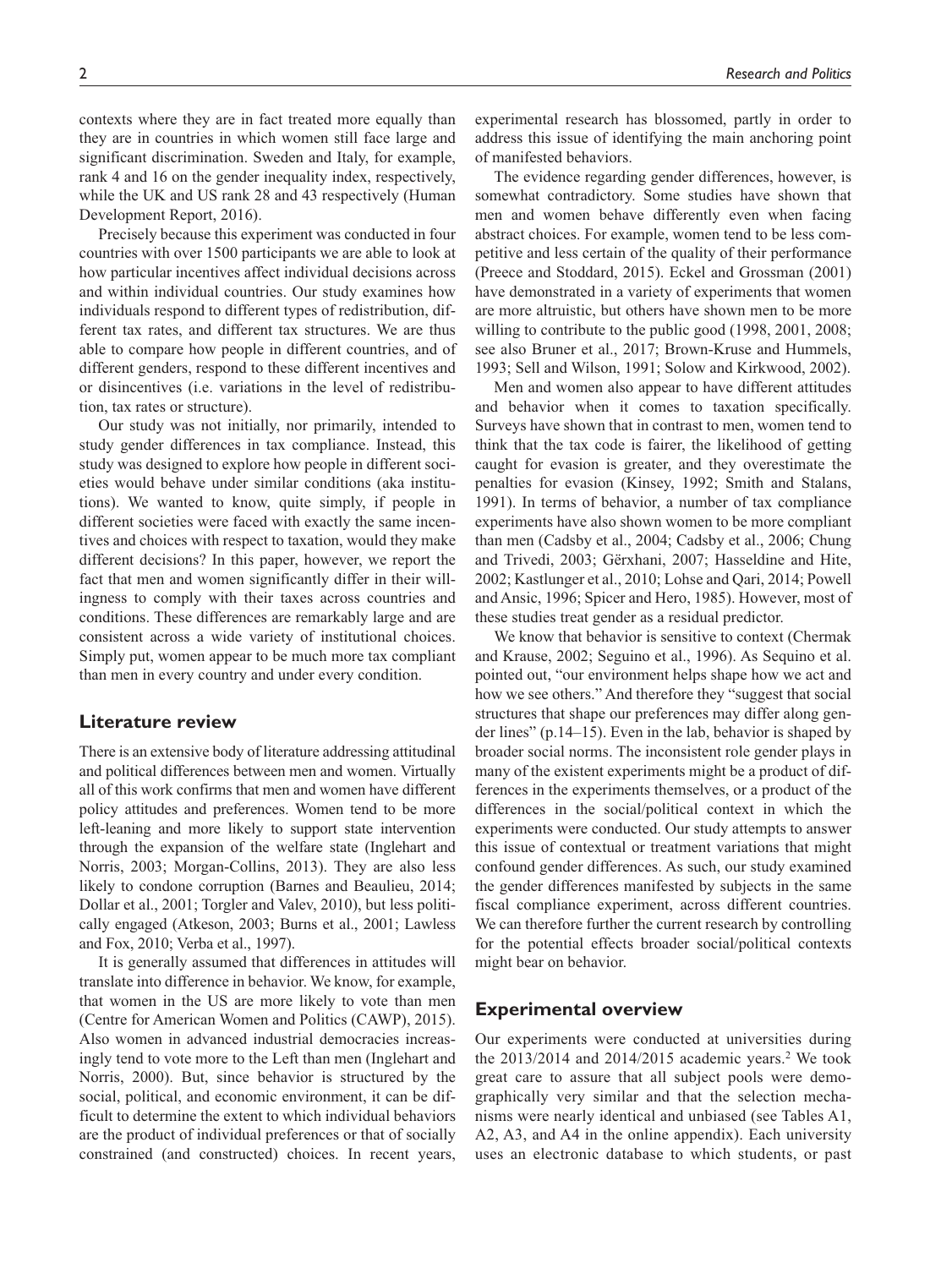contexts where they are in fact treated more equally than they are in countries in which women still face large and significant discrimination. Sweden and Italy, for example, rank 4 and 16 on the gender inequality index, respectively, while the UK and US rank 28 and 43 respectively (Human Development Report, 2016).

Precisely because this experiment was conducted in four countries with over 1500 participants we are able to look at how particular incentives affect individual decisions across and within individual countries. Our study examines how individuals respond to different types of redistribution, different tax rates, and different tax structures. We are thus able to compare how people in different countries, and of different genders, respond to these different incentives and or disincentives (i.e. variations in the level of redistribution, tax rates or structure).

Our study was not initially, nor primarily, intended to study gender differences in tax compliance. Instead, this study was designed to explore how people in different societies would behave under similar conditions (aka institutions). We wanted to know, quite simply, if people in different societies were faced with exactly the same incentives and choices with respect to taxation, would they make different decisions? In this paper, however, we report the fact that men and women significantly differ in their willingness to comply with their taxes across countries and conditions. These differences are remarkably large and are consistent across a wide variety of institutional choices. Simply put, women appear to be much more tax compliant than men in every country and under every condition.

## Literature review

There is an extensive body of literature addressing attitudinal and political differences between men and women. Virtually all of this work confirms that men and women have different policy attitudes and preferences. Women tend to be more left-leaning and more likely to support state intervention through the expansion of the welfare state (Inglehart and Norris, 2003; Morgan-Collins, 2013). They are also less likely to condone corruption (Barnes and Beaulieu, 2014; Dollar et al., 2001; Torgler and Valev, 2010), but less politically engaged (Atkeson, 2003; Burns et al., 2001; Lawless and Fox, 2010; Verba et al., 1997).

It is generally assumed that differences in attitudes will translate into difference in behavior. We know, for example, that women in the US are more likely to vote than men (Centre for American Women and Politics (CAWP), 2015). Also women in advanced industrial democracies increasingly tend to vote more to the Left than men (Inglehart and Norris, 2000). But, since behavior is structured by the social, political, and economic environment, it can be difficult to determine the extent to which individual behaviors are the product of individual preferences or that of socially constrained (and constructed) choices. In recent years, experimental research has blossomed, partly in order to address this issue of identifying the main anchoring point of manifested behaviors.

The evidence regarding gender differences, however, is somewhat contradictory. Some studies have shown that men and women behave differently even when facing abstract choices. For example, women tend to be less competitive and less certain of the quality of their performance (Preece and Stoddard, 2015). Eckel and Grossman (2001) have demonstrated in a variety of experiments that women are more altruistic, but others have shown men to be more willing to contribute to the public good (1998, 2001, 2008; see also Bruner et al., 2017; Brown-Kruse and Hummels, 1993; Sell and Wilson, 1991; Solow and Kirkwood, 2002).

Men and women also appear to have different attitudes and behavior when it comes to taxation specifically. Surveys have shown that in contrast to men, women tend to think that the tax code is fairer, the likelihood of getting caught for evasion is greater, and they overestimate the penalties for evasion (Kinsey, 1992; Smith and Stalans, 1991). In terms of behavior, a number of tax compliance experiments have also shown women to be more compliant than men (Cadsby et al., 2004; Cadsby et al., 2006; Chung and Trivedi, 2003; Gërxhani, 2007; Hasseldine and Hite, 2002; Kastlunger et al., 2010; Lohse and Qari, 2014; Powell and Ansic, 1996; Spicer and Hero, 1985). However, most of these studies treat gender as a residual predictor.

We know that behavior is sensitive to context (Chermak and Krause, 2002; Seguino et al., 1996). As Sequino et al. pointed out, "our environment helps shape how we act and how we see others." And therefore they "suggest that social structures that shape our preferences may differ along gender lines" (p.14–15). Even in the lab, behavior is shaped by broader social norms. The inconsistent role gender plays in many of the existent experiments might be a product of differences in the experiments themselves, or a product of the differences in the social/political context in which the experiments were conducted. Our study attempts to answer this issue of contextual or treatment variations that might confound gender differences. As such, our study examined the gender differences manifested by subjects in the same fiscal compliance experiment, across different countries. We can therefore further the current research by controlling for the potential effects broader social/political contexts might bear on behavior.

## Experimental overview

Our experiments were conducted at universities during the 2013/2014 and 2014/2015 academic years.[2] We took great care to assure that all subject pools were demographically very similar and that the selection mechanisms were nearly identical and unbiased (see Tables A1, A2, A3, and A4 in the online appendix). Each university uses an electronic database to which students, or past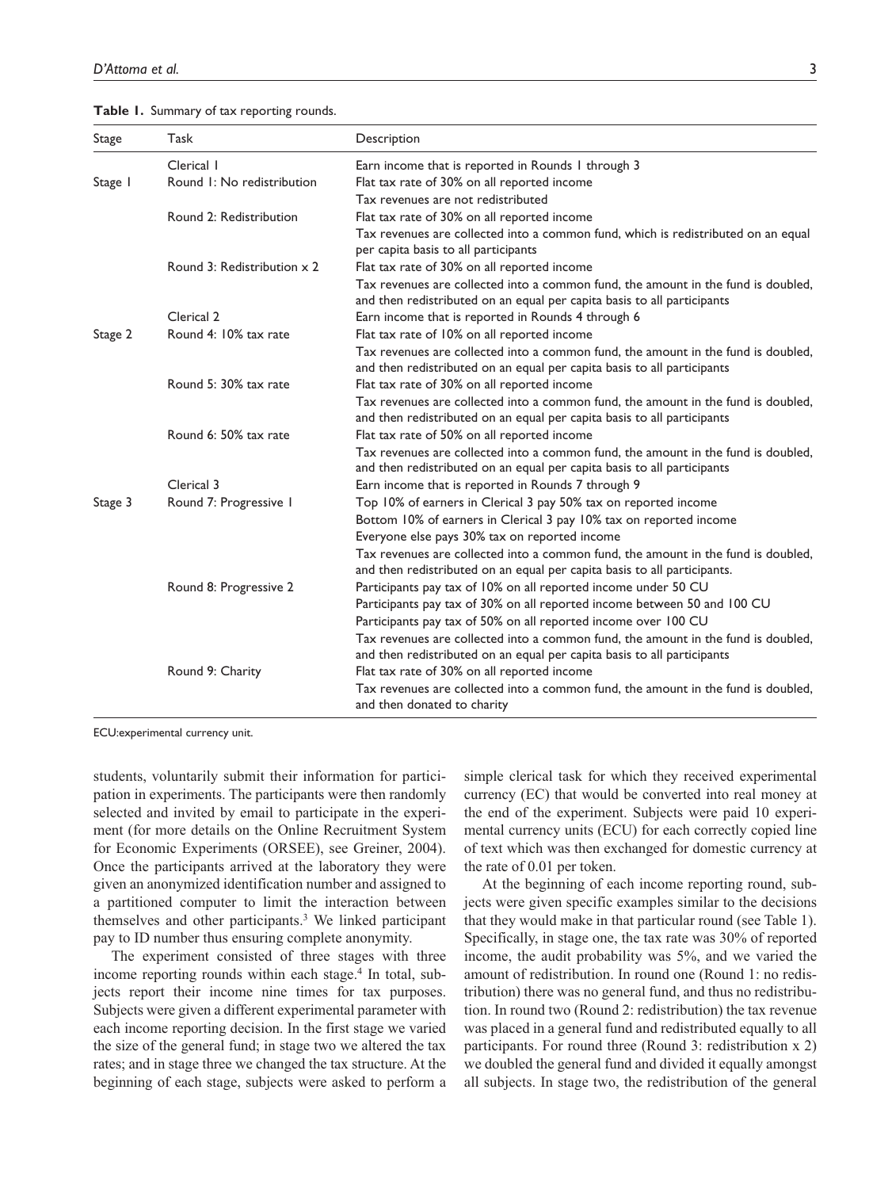**Table 1.** Summary of tax reporting rounds.

| Stage | Task | Description |
|---|---|---|
| | Clerical 1 | Earn income that is reported in Rounds 1 through 3 |
| Stage 1 | Round 1: No redistribution | Flat tax rate of 30% on all reported income |
| | | Tax revenues are not redistributed |
| | Round 2: Redistribution | Flat tax rate of 30% on all reported income |
| | | Tax revenues are collected into a common fund, which is redistributed on an equal per capita basis to all participants |
| | Round 3: Redistribution x 2 | Flat tax rate of 30% on all reported income |
| | | Tax revenues are collected into a common fund, the amount in the fund is doubled, and then redistributed on an equal per capita basis to all participants |
| | Clerical 2 | Earn income that is reported in Rounds 4 through 6 |
| Stage 2 | Round 4: 10% tax rate | Flat tax rate of 10% on all reported income |
| | | Tax revenues are collected into a common fund, the amount in the fund is doubled, and then redistributed on an equal per capita basis to all participants |
| | Round 5: 30% tax rate | Flat tax rate of 30% on all reported income |
| | | Tax revenues are collected into a common fund, the amount in the fund is doubled, and then redistributed on an equal per capita basis to all participants |
| | Round 6: 50% tax rate | Flat tax rate of 50% on all reported income |
| | | Tax revenues are collected into a common fund, the amount in the fund is doubled, and then redistributed on an equal per capita basis to all participants |
| | Clerical 3 | Earn income that is reported in Rounds 7 through 9 |
| Stage 3 | Round 7: Progressive 1 | Top 10% of earners in Clerical 3 pay 50% tax on reported income |
| | | Bottom 10% of earners in Clerical 3 pay 10% tax on reported income |
| | | Everyone else pays 30% tax on reported income |
| | | Tax revenues are collected into a common fund, the amount in the fund is doubled, and then redistributed on an equal per capita basis to all participants. |
| | Round 8: Progressive 2 | Participants pay tax of 10% on all reported income under 50 CU |
| | | Participants pay tax of 30% on all reported income between 50 and 100 CU |
| | | Participants pay tax of 50% on all reported income over 100 CU |
| | | Tax revenues are collected into a common fund, the amount in the fund is doubled, and then redistributed on an equal per capita basis to all participants |
| | Round 9: Charity | Flat tax rate of 30% on all reported income |
| | | Tax revenues are collected into a common fund, the amount in the fund is doubled, and then donated to charity |

ECU:experimental currency unit.

students, voluntarily submit their information for participation in experiments. The participants were then randomly selected and invited by email to participate in the experiment (for more details on the Online Recruitment System for Economic Experiments (ORSEE), see Greiner, 2004). Once the participants arrived at the laboratory they were given an anonymized identification number and assigned to a partitioned computer to limit the interaction between themselves and other participants.[3] We linked participant pay to ID number thus ensuring complete anonymity.

The experiment consisted of three stages with three income reporting rounds within each stage.[4] In total, subjects report their income nine times for tax purposes. Subjects were given a different experimental parameter with each income reporting decision. In the first stage we varied the size of the general fund; in stage two we altered the tax rates; and in stage three we changed the tax structure. At the beginning of each stage, subjects were asked to perform a simple clerical task for which they received experimental currency (EC) that would be converted into real money at the end of the experiment. Subjects were paid 10 experimental currency units (ECU) for each correctly copied line of text which was then exchanged for domestic currency at the rate of 0.01 per token.

At the beginning of each income reporting round, subjects were given specific examples similar to the decisions that they would make in that particular round (see Table 1). Specifically, in stage one, the tax rate was 30% of reported income, the audit probability was 5%, and we varied the amount of redistribution. In round one (Round 1: no redistribution) there was no general fund, and thus no redistribution. In round two (Round 2: redistribution) the tax revenue was placed in a general fund and redistributed equally to all participants. For round three (Round 3: redistribution x 2) we doubled the general fund and divided it equally amongst all subjects. In stage two, the redistribution of the general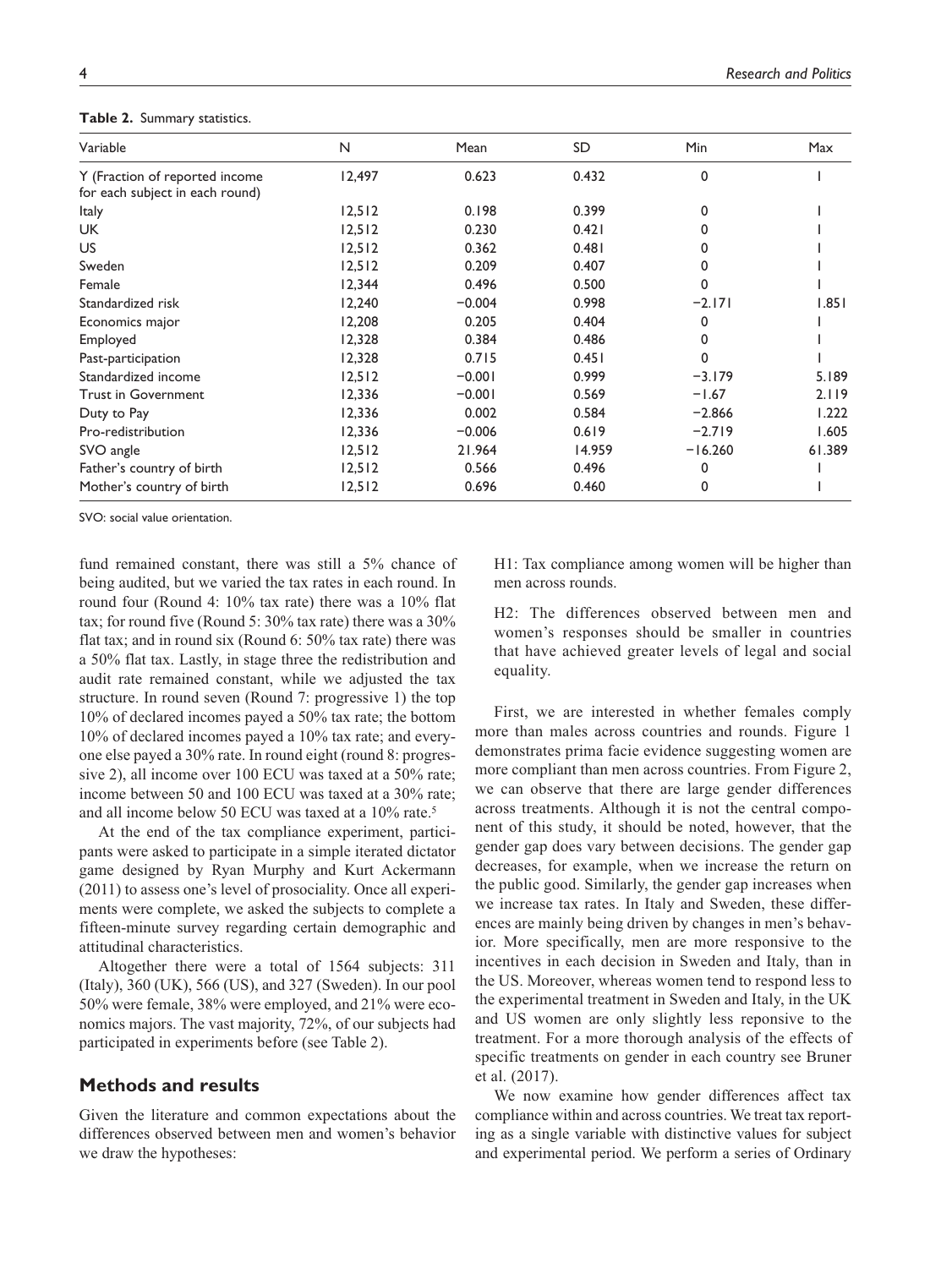**Table 2.** Summary statistics.

| Variable | N | Mean | SD | Min | Max |
|---|---|---|---|---|---|
| Y (Fraction of reported income for each subject in each round) | 12,497 | 0.623 | 0.432 | 0 | 1 |
| Italy | 12,512 | 0.198 | 0.399 | 0 | 1 |
| UK | 12,512 | 0.230 | 0.421 | 0 | 1 |
| US | 12,512 | 0.362 | 0.481 | 0 | 1 |
| Sweden | 12,512 | 0.209 | 0.407 | 0 | 1 |
| Female | 12,344 | 0.496 | 0.500 | 0 | 1 |
| Standardized risk | 12,240 | −0.004 | 0.998 | −2.171 | 1.851 |
| Economics major | 12,208 | 0.205 | 0.404 | 0 | 1 |
| Employed | 12,328 | 0.384 | 0.486 | 0 | 1 |
| Past-participation | 12,328 | 0.715 | 0.451 | 0 | 1 |
| Standardized income | 12,512 | −0.001 | 0.999 | −3.179 | 5.189 |
| Trust in Government | 12,336 | −0.001 | 0.569 | −1.67 | 2.119 |
| Duty to Pay | 12,336 | 0.002 | 0.584 | −2.866 | 1.222 |
| Pro-redistribution | 12,336 | −0.006 | 0.619 | −2.719 | 1.605 |
| SVO angle | 12,512 | 21.964 | 14.959 | −16.260 | 61.389 |
| Father's country of birth | 12,512 | 0.566 | 0.496 | 0 | 1 |
| Mother's country of birth | 12,512 | 0.696 | 0.460 | 0 | 1 |

SVO: social value orientation.

fund remained constant, there was still a 5% chance of being audited, but we varied the tax rates in each round. In round four (Round 4: 10% tax rate) there was a 10% flat tax; for round five (Round 5: 30% tax rate) there was a 30% flat tax; and in round six (Round 6: 50% tax rate) there was a 50% flat tax. Lastly, in stage three the redistribution and audit rate remained constant, while we adjusted the tax structure. In round seven (Round 7: progressive 1) the top 10% of declared incomes payed a 50% tax rate; the bottom 10% of declared incomes payed a 10% tax rate; and everyone else payed a 30% rate. In round eight (round 8: progressive 2), all income over 100 ECU was taxed at a 50% rate; income between 50 and 100 ECU was taxed at a 30% rate; and all income below 50 ECU was taxed at a 10% rate.[5]

At the end of the tax compliance experiment, participants were asked to participate in a simple iterated dictator game designed by Ryan Murphy and Kurt Ackermann (2011) to assess one's level of prosociality. Once all experiments were complete, we asked the subjects to complete a fifteen-minute survey regarding certain demographic and attitudinal characteristics.

Altogether there were a total of 1564 subjects: 311 (Italy), 360 (UK), 566 (US), and 327 (Sweden). In our pool 50% were female, 38% were employed, and 21% were economics majors. The vast majority, 72%, of our subjects had participated in experiments before (see Table 2).

## Methods and results

Given the literature and common expectations about the differences observed between men and women's behavior we draw the hypotheses:

H1: Tax compliance among women will be higher than men across rounds.

H2: The differences observed between men and women's responses should be smaller in countries that have achieved greater levels of legal and social equality.

First, we are interested in whether females comply more than males across countries and rounds. Figure 1 demonstrates prima facie evidence suggesting women are more compliant than men across countries. From Figure 2, we can observe that there are large gender differences across treatments. Although it is not the central component of this study, it should be noted, however, that the gender gap does vary between decisions. The gender gap decreases, for example, when we increase the return on the public good. Similarly, the gender gap increases when we increase tax rates. In Italy and Sweden, these differences are mainly being driven by changes in men's behavior. More specifically, men are more responsive to the incentives in each decision in Sweden and Italy, than in the US. Moreover, whereas women tend to respond less to the experimental treatment in Sweden and Italy, in the UK and US women are only slightly less reponsive to the treatment. For a more thorough analysis of the effects of specific treatments on gender in each country see Bruner et al. (2017).

We now examine how gender differences affect tax compliance within and across countries. We treat tax reporting as a single variable with distinctive values for subject and experimental period. We perform a series of Ordinary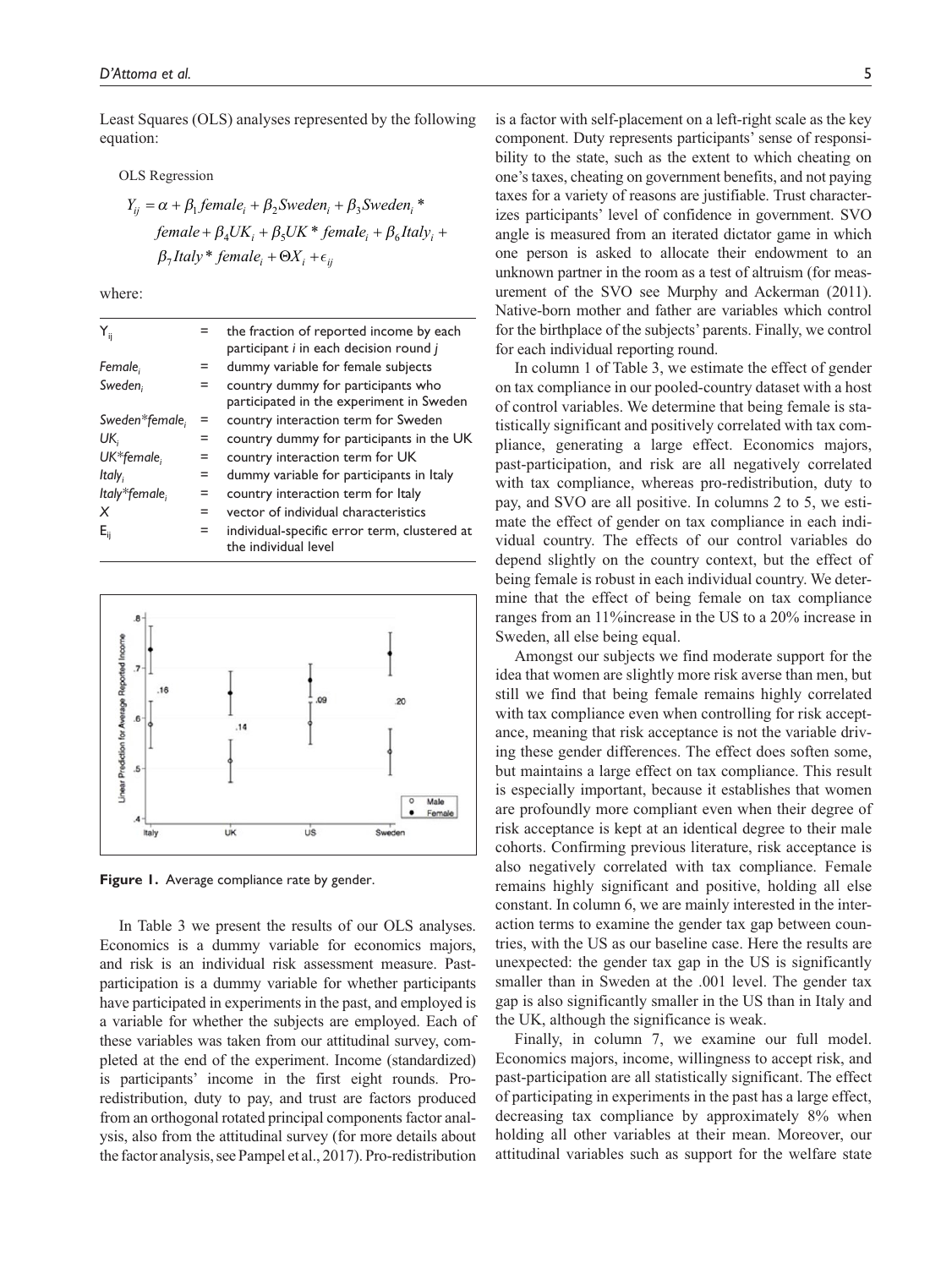Least Squares (OLS) analyses represented by the following equation:

OLS Regression

$$Y_{ij} = \alpha + \beta_1 female_i + \beta_2 Sweden_i + \beta_3 Sweden_i * female + \beta_4 UK_i + \beta_5 UK * female_i + \beta_6 Italy_i + \beta_7 Italy * female_i + \Theta X_i + \epsilon_{ij}$$

where:

| | | |
|---|---|---|
| $Y_{ij}$ | = | the fraction of reported income by each participant *i* in each decision round *j* |
| $Female_i$ | = | dummy variable for female subjects |
| $Sweden_i$ | = | country dummy for participants who participated in the experiment in Sweden |
| $Sweden*female_i$ | = | country interaction term for Sweden |
| $UK_i$ | = | country dummy for participants in the UK |
| $UK*female_i$ | = | country interaction term for UK |
| $Italy_i$ | = | dummy variable for participants in Italy |
| $Italy*female_i$ | = | country interaction term for Italy |
| $X$ | = | vector of individual characteristics |
| $E_{ij}$ | = | individual-specific error term, clustered at the individual level |

**Figure 1.** Average compliance rate by gender.

In Table 3 we present the results of our OLS analyses. Economics is a dummy variable for economics majors, and risk is an individual risk assessment measure. Past-participation is a dummy variable for whether participants have participated in experiments in the past, and employed is a variable for whether the subjects are employed. Each of these variables was taken from our attitudinal survey, completed at the end of the experiment. Income (standardized) is participants' income in the first eight rounds. Pro-redistribution, duty to pay, and trust are factors produced from an orthogonal rotated principal components factor analysis, also from the attitudinal survey (for more details about the factor analysis, see Pampel et al., 2017). Pro-redistribution is a factor with self-placement on a left-right scale as the key component. Duty represents participants' sense of responsibility to the state, such as the extent to which cheating on one's taxes, cheating on government benefits, and not paying taxes for a variety of reasons are justifiable. Trust characterizes participants' level of confidence in government. SVO angle is measured from an iterated dictator game in which one person is asked to allocate their endowment to an unknown partner in the room as a test of altruism (for measurement of the SVO see Murphy and Ackerman (2011). Native-born mother and father are variables which control for the birthplace of the subjects' parents. Finally, we control for each individual reporting round.

In column 1 of Table 3, we estimate the effect of gender on tax compliance in our pooled-country dataset with a host of control variables. We determine that being female is statistically significant and positively correlated with tax compliance, generating a large effect. Economics majors, past-participation, and risk are all negatively correlated with tax compliance, whereas pro-redistribution, duty to pay, and SVO are all positive. In columns 2 to 5, we estimate the effect of gender on tax compliance in each individual country. The effects of our control variables do depend slightly on the country context, but the effect of being female is robust in each individual country. We determine that the effect of being female on tax compliance ranges from an 11%increase in the US to a 20% increase in Sweden, all else being equal.

Amongst our subjects we find moderate support for the idea that women are slightly more risk averse than men, but still we find that being female remains highly correlated with tax compliance even when controlling for risk acceptance, meaning that risk acceptance is not the variable driving these gender differences. The effect does soften some, but maintains a large effect on tax compliance. This result is especially important, because it establishes that women are profoundly more compliant even when their degree of risk acceptance is kept at an identical degree to their male cohorts. Confirming previous literature, risk acceptance is also negatively correlated with tax compliance. Female remains highly significant and positive, holding all else constant. In column 6, we are mainly interested in the interaction terms to examine the gender tax gap between countries, with the US as our baseline case. Here the results are unexpected: the gender tax gap in the US is significantly smaller than in Sweden at the .001 level. The gender tax gap is also significantly smaller in the US than in Italy and the UK, although the significance is weak.

Finally, in column 7, we examine our full model. Economics majors, income, willingness to accept risk, and past-participation are all statistically significant. The effect of participating in experiments in the past has a large effect, decreasing tax compliance by approximately 8% when holding all other variables at their mean. Moreover, our attitudinal variables such as support for the welfare state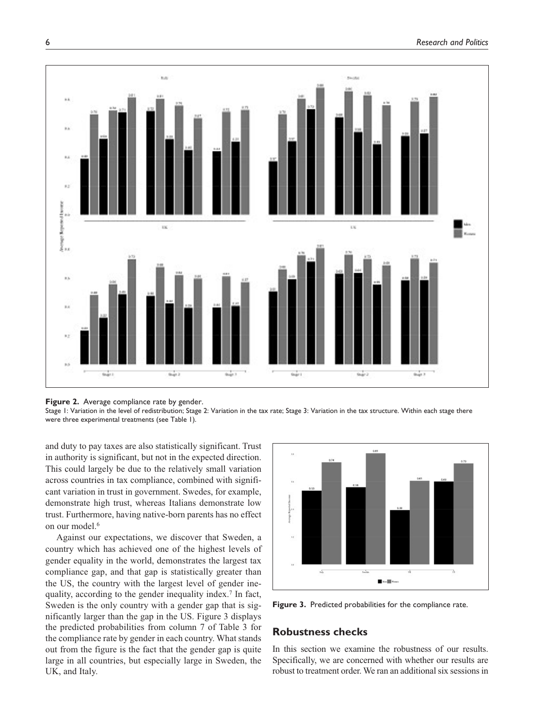**Figure 2.** Average compliance rate by gender.

Stage 1: Variation in the level of redistribution; Stage 2: Variation in the tax rate; Stage 3: Variation in the tax structure. Within each stage there were three experimental treatments (see Table 1).

and duty to pay taxes are also statistically significant. Trust in authority is significant, but not in the expected direction. This could largely be due to the relatively small variation across countries in tax compliance, combined with significant variation in trust in government. Swedes, for example, demonstrate high trust, whereas Italians demonstrate low trust. Furthermore, having native-born parents has no effect on our model.[6]

Against our expectations, we discover that Sweden, a country which has achieved one of the highest levels of gender equality in the world, demonstrates the largest tax compliance gap, and that gap is statistically greater than the US, the country with the largest level of gender inequality, according to the gender inequality index.[7] In fact, Sweden is the only country with a gender gap that is significantly larger than the gap in the US. Figure 3 displays the predicted probabilities from column 7 of Table 3 for the compliance rate by gender in each country. What stands out from the figure is the fact that the gender gap is quite large in all countries, but especially large in Sweden, the UK, and Italy.

**Figure 3.** Predicted probabilities for the compliance rate.

## Robustness checks

In this section we examine the robustness of our results. Specifically, we are concerned with whether our results are robust to treatment order. We ran an additional six sessions in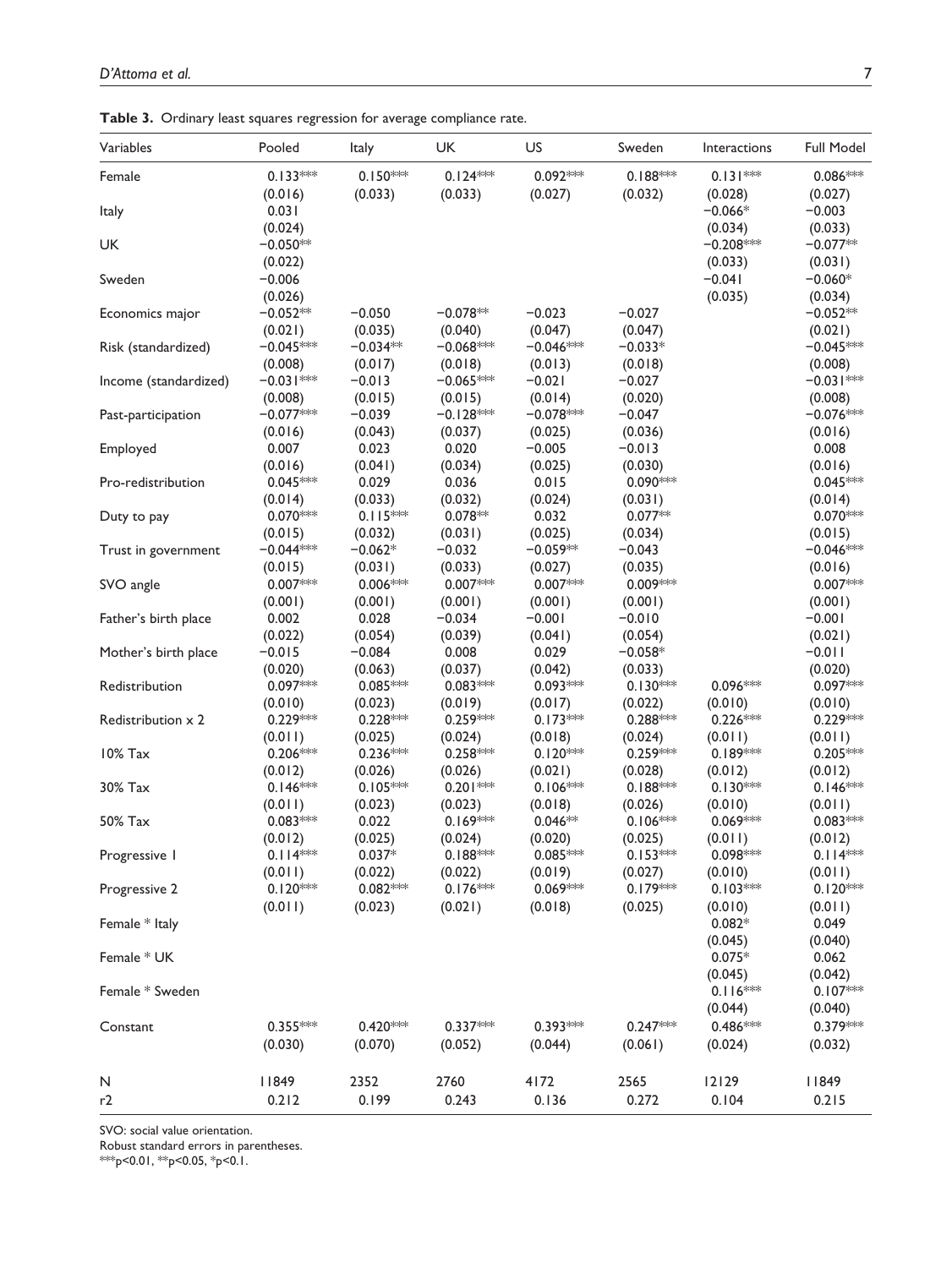**Table 3.** Ordinary least squares regression for average compliance rate.

| Variables | Pooled | Italy | UK | US | Sweden | Interactions | Full Model |
|---|---|---|---|---|---|---|---|
| Female | 0.133*** | 0.150*** | 0.124*** | 0.092*** | 0.188*** | 0.131*** | 0.086*** |
| | (0.016) | (0.033) | (0.033) | (0.027) | (0.032) | (0.028) | (0.027) |
| Italy | 0.031 | | | | | −0.066* | −0.003 |
| | (0.024) | | | | | (0.034) | (0.033) |
| UK | −0.050** | | | | | −0.208*** | −0.077** |
| | (0.022) | | | | | (0.033) | (0.031) |
| Sweden | −0.006 | | | | | −0.041 | −0.060* |
| | (0.026) | | | | | (0.035) | (0.034) |
| Economics major | −0.052** | −0.050 | −0.078** | −0.023 | −0.027 | | −0.052** |
| | (0.021) | (0.035) | (0.040) | (0.047) | (0.047) | | (0.021) |
| Risk (standardized) | −0.045*** | −0.034** | −0.068*** | −0.046*** | −0.033* | | −0.045*** |
| | (0.008) | (0.017) | (0.018) | (0.013) | (0.018) | | (0.008) |
| Income (standardized) | −0.031*** | −0.013 | −0.065*** | −0.021 | −0.027 | | −0.031*** |
| | (0.008) | (0.015) | (0.015) | (0.014) | (0.020) | | (0.008) |
| Past-participation | −0.077*** | −0.039 | −0.128*** | −0.078*** | −0.047 | | −0.076*** |
| | (0.016) | (0.043) | (0.037) | (0.025) | (0.036) | | (0.016) |
| Employed | 0.007 | 0.023 | 0.020 | −0.005 | −0.013 | | 0.008 |
| | (0.016) | (0.041) | (0.034) | (0.025) | (0.030) | | (0.016) |
| Pro-redistribution | 0.045*** | 0.029 | 0.036 | 0.015 | 0.090*** | | 0.045*** |
| | (0.014) | (0.033) | (0.032) | (0.024) | (0.031) | | (0.014) |
| Duty to pay | 0.070*** | 0.115*** | 0.078** | 0.032 | 0.077** | | 0.070*** |
| | (0.015) | (0.032) | (0.031) | (0.025) | (0.034) | | (0.015) |
| Trust in government | −0.044*** | −0.062* | −0.032 | −0.059** | −0.043 | | −0.046*** |
| | (0.015) | (0.031) | (0.033) | (0.027) | (0.035) | | (0.016) |
| SVO angle | 0.007*** | 0.006*** | 0.007*** | 0.007*** | 0.009*** | | 0.007*** |
| | (0.001) | (0.001) | (0.001) | (0.001) | (0.001) | | (0.001) |
| Father's birth place | 0.002 | 0.028 | −0.034 | −0.001 | −0.010 | | −0.001 |
| | (0.022) | (0.054) | (0.039) | (0.041) | (0.054) | | (0.021) |
| Mother's birth place | −0.015 | −0.084 | 0.008 | 0.029 | −0.058* | | −0.011 |
| | (0.020) | (0.063) | (0.037) | (0.042) | (0.033) | | (0.020) |
| Redistribution | 0.097*** | 0.085*** | 0.083*** | 0.093*** | 0.130*** | 0.096*** | 0.097*** |
| | (0.010) | (0.023) | (0.019) | (0.017) | (0.022) | (0.010) | (0.010) |
| Redistribution x 2 | 0.229*** | 0.228*** | 0.259*** | 0.173*** | 0.288*** | 0.226*** | 0.229*** |
| | (0.011) | (0.025) | (0.024) | (0.018) | (0.024) | (0.011) | (0.011) |
| 10% Tax | 0.206*** | 0.236*** | 0.258*** | 0.120*** | 0.259*** | 0.189*** | 0.205*** |
| | (0.012) | (0.026) | (0.026) | (0.021) | (0.028) | (0.012) | (0.012) |
| 30% Tax | 0.146*** | 0.105*** | 0.201*** | 0.106*** | 0.188*** | 0.130*** | 0.146*** |
| | (0.011) | (0.023) | (0.023) | (0.018) | (0.026) | (0.010) | (0.011) |
| 50% Tax | 0.083*** | 0.022 | 0.169*** | 0.046** | 0.106*** | 0.069*** | 0.083*** |
| | (0.012) | (0.025) | (0.024) | (0.020) | (0.025) | (0.011) | (0.012) |
| Progressive 1 | 0.114*** | 0.037* | 0.188*** | 0.085*** | 0.153*** | 0.098*** | 0.114*** |
| | (0.011) | (0.022) | (0.022) | (0.019) | (0.027) | (0.010) | (0.011) |
| Progressive 2 | 0.120*** | 0.082*** | 0.176*** | 0.069*** | 0.179*** | 0.103*** | 0.120*** |
| | (0.011) | (0.023) | (0.021) | (0.018) | (0.025) | (0.010) | (0.011) |
| Female * Italy | | | | | | 0.082* | 0.049 |
| | | | | | | (0.045) | (0.040) |
| Female * UK | | | | | | 0.075* | 0.062 |
| | | | | | | (0.045) | (0.042) |
| Female * Sweden | | | | | | 0.116*** | 0.107*** |
| | | | | | | (0.044) | (0.040) |
| Constant | 0.355*** | 0.420*** | 0.337*** | 0.393*** | 0.247*** | 0.486*** | 0.379*** |
| | (0.030) | (0.070) | (0.052) | (0.044) | (0.061) | (0.024) | (0.032) |
| N | 11849 | 2352 | 2760 | 4172 | 2565 | 12129 | 11849 |
| r2 | 0.212 | 0.199 | 0.243 | 0.136 | 0.272 | 0.104 | 0.215 |

SVO: social value orientation.
Robust standard errors in parentheses.
***p<0.01, **p<0.05, *p<0.1.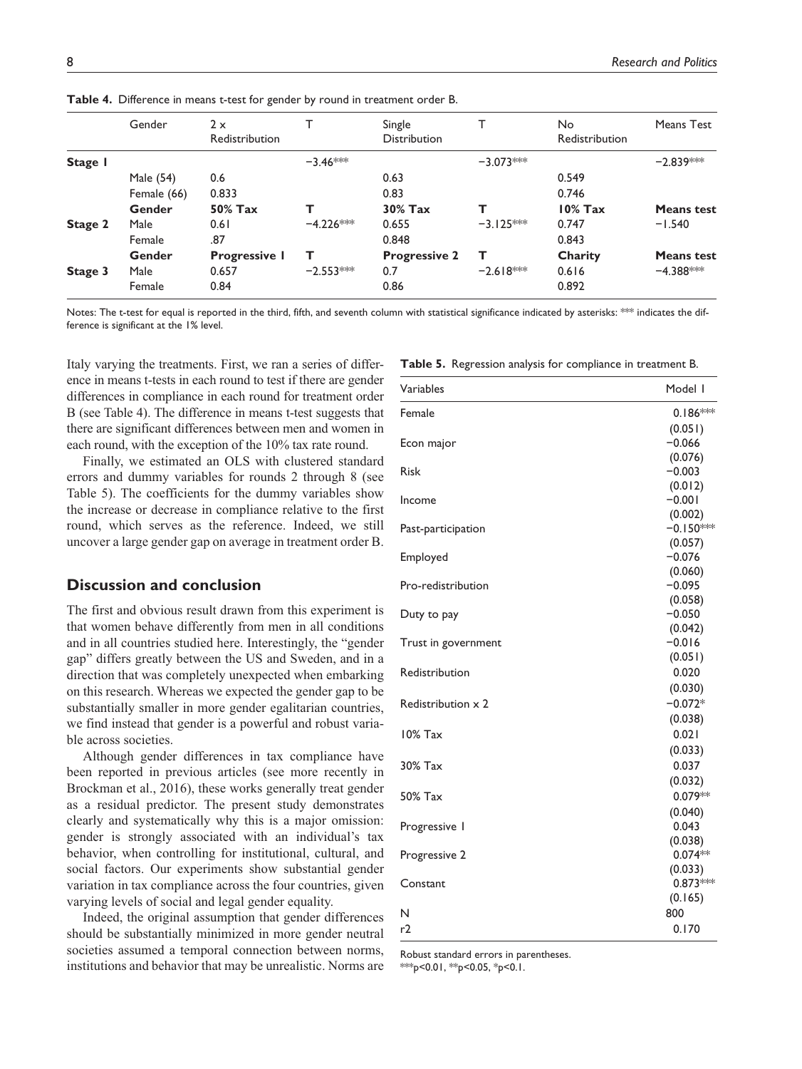**Table 4.** Difference in means t-test for gender by round in treatment order B.

| | Gender | 2 x Redistribution | T | Single Distribution | T | No Redistribution | Means Test |
|---|---|---|---|---|---|---|---|
| **Stage 1** | | | −3.46*** | | −3.073*** | | −2.839*** |
| | Male (54) | 0.6 | | 0.63 | | 0.549 | |
| | Female (66) | 0.833 | | 0.83 | | 0.746 | |
| | **Gender** | **50% Tax** | **T** | **30% Tax** | **T** | **10% Tax** | **Means test** |
| **Stage 2** | Male | 0.61 | −4.226*** | 0.655 | −3.125*** | 0.747 | −1.540 |
| | Female | .87 | | 0.848 | | 0.843 | |
| | **Gender** | **Progressive 1** | **T** | **Progressive 2** | **T** | **Charity** | **Means test** |
| **Stage 3** | Male | 0.657 | −2.553*** | 0.7 | −2.618*** | 0.616 | −4.388*** |
| | Female | 0.84 | | 0.86 | | 0.892 | |

Notes: The t-test for equal is reported in the third, fifth, and seventh column with statistical significance indicated by asterisks: *** indicates the difference is significant at the 1% level.

Italy varying the treatments. First, we ran a series of difference in means t-tests in each round to test if there are gender differences in compliance in each round for treatment order B (see Table 4). The difference in means t-test suggests that there are significant differences between men and women in each round, with the exception of the 10% tax rate round.

Finally, we estimated an OLS with clustered standard errors and dummy variables for rounds 2 through 8 (see Table 5). The coefficients for the dummy variables show the increase or decrease in compliance relative to the first round, which serves as the reference. Indeed, we still uncover a large gender gap on average in treatment order B.

**Table 5.** Regression analysis for compliance in treatment B.

| Variables | Model 1 |
|---|---|
| Female | 0.186*** |
| | (0.051) |
| Econ major | −0.066 |
| | (0.076) |
| Risk | −0.003 |
| | (0.012) |
| Income | −0.001 |
| | (0.002) |
| Past-participation | −0.150*** |
| | (0.057) |
| Employed | −0.076 |
| | (0.060) |
| Pro-redistribution | −0.095 |
| | (0.058) |
| Duty to pay | −0.050 |
| | (0.042) |
| Trust in government | −0.016 |
| | (0.051) |
| Redistribution | 0.020 |
| | (0.030) |
| Redistribution x 2 | −0.072* |
| | (0.038) |
| 10% Tax | 0.021 |
| | (0.033) |
| 30% Tax | 0.037 |
| | (0.032) |
| 50% Tax | 0.079** |
| | (0.040) |
| Progressive 1 | 0.043 |
| | (0.038) |
| Progressive 2 | 0.074** |
| | (0.033) |
| Constant | 0.873*** |
| | (0.165) |
| N | 800 |
| r2 | 0.170 |

Robust standard errors in parentheses.
***p<0.01, **p<0.05, *p<0.1.

## Discussion and conclusion

The first and obvious result drawn from this experiment is that women behave differently from men in all conditions and in all countries studied here. Interestingly, the "gender gap" differs greatly between the US and Sweden, and in a direction that was completely unexpected when embarking on this research. Whereas we expected the gender gap to be substantially smaller in more gender egalitarian countries, we find instead that gender is a powerful and robust variable across societies.

Although gender differences in tax compliance have been reported in previous articles (see more recently in Brockman et al., 2016), these works generally treat gender as a residual predictor. The present study demonstrates clearly and systematically why this is a major omission: gender is strongly associated with an individual's tax behavior, when controlling for institutional, cultural, and social factors. Our experiments show substantial gender variation in tax compliance across the four countries, given varying levels of social and legal gender equality.

Indeed, the original assumption that gender differences should be substantially minimized in more gender neutral societies assumed a temporal connection between norms, institutions and behavior that may be unrealistic. Norms are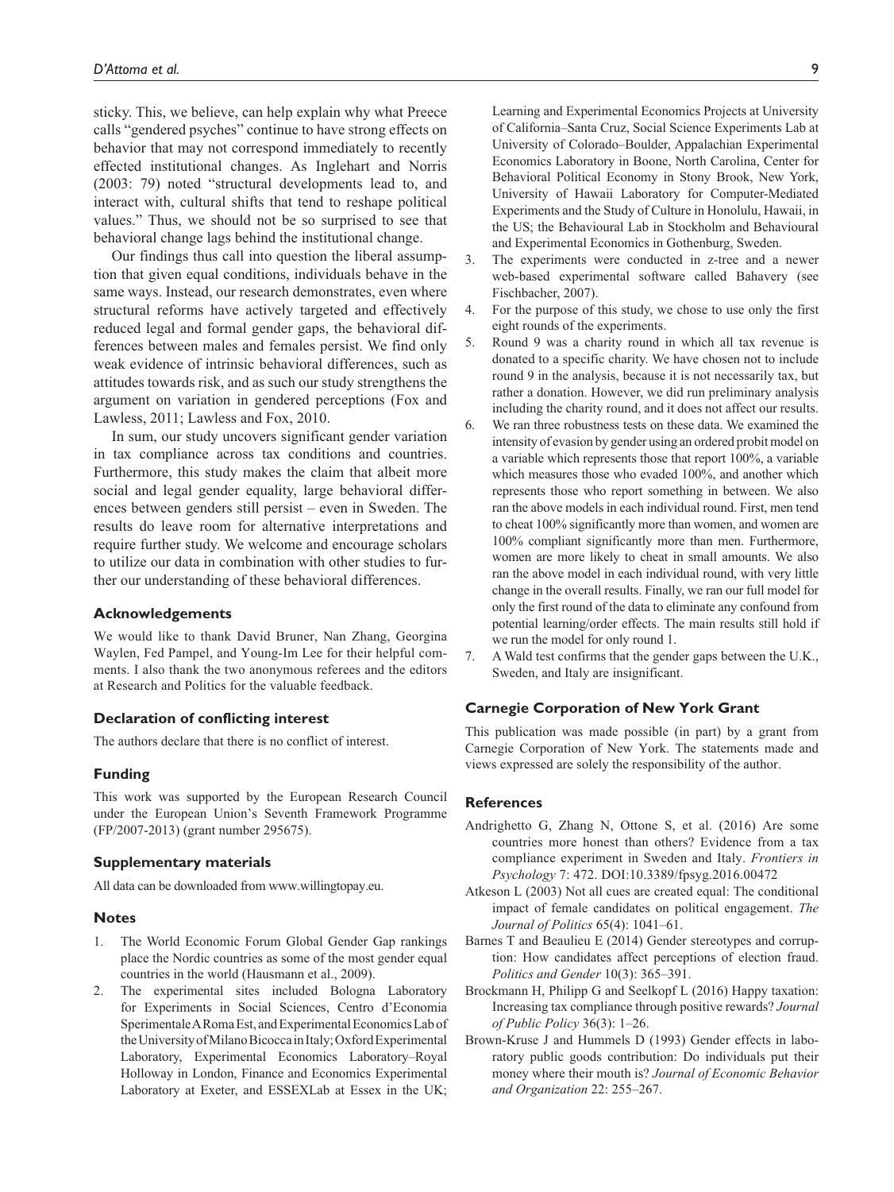sticky. This, we believe, can help explain why what Preece calls "gendered psyches" continue to have strong effects on behavior that may not correspond immediately to recently effected institutional changes. As Inglehart and Norris (2003: 79) noted "structural developments lead to, and interact with, cultural shifts that tend to reshape political values." Thus, we should not be so surprised to see that behavioral change lags behind the institutional change.

Our findings thus call into question the liberal assumption that given equal conditions, individuals behave in the same ways. Instead, our research demonstrates, even where structural reforms have actively targeted and effectively reduced legal and formal gender gaps, the behavioral differences between males and females persist. We find only weak evidence of intrinsic behavioral differences, such as attitudes towards risk, and as such our study strengthens the argument on variation in gendered perceptions (Fox and Lawless, 2011; Lawless and Fox, 2010.

In sum, our study uncovers significant gender variation in tax compliance across tax conditions and countries. Furthermore, this study makes the claim that albeit more social and legal gender equality, large behavioral differences between genders still persist – even in Sweden. The results do leave room for alternative interpretations and require further study. We welcome and encourage scholars to utilize our data in combination with other studies to further our understanding of these behavioral differences.

## Acknowledgements

We would like to thank David Bruner, Nan Zhang, Georgina Waylen, Fed Pampel, and Young-Im Lee for their helpful comments. I also thank the two anonymous referees and the editors at Research and Politics for the valuable feedback.

## Declaration of conflicting interest

The authors declare that there is no conflict of interest.

## Funding

This work was supported by the European Research Council under the European Union's Seventh Framework Programme (FP/2007-2013) (grant number 295675).

## Supplementary materials

All data can be downloaded from www.willingtopay.eu.

## Notes

1. The World Economic Forum Global Gender Gap rankings place the Nordic countries as some of the most gender equal countries in the world (Hausmann et al., 2009).
2. The experimental sites included Bologna Laboratory for Experiments in Social Sciences, Centro d'Economia Sperimentale A Roma Est, and Experimental Economics Lab of the University of Milano Bicocca in Italy; Oxford Experimental Laboratory, Experimental Economics Laboratory–Royal Holloway in London, Finance and Economics Experimental Laboratory at Exeter, and ESSEXLab at Essex in the UK; Learning and Experimental Economics Projects at University of California–Santa Cruz, Social Science Experiments Lab at University of Colorado–Boulder, Appalachian Experimental Economics Laboratory in Boone, North Carolina, Center for Behavioral Political Economy in Stony Brook, New York, University of Hawaii Laboratory for Computer-Mediated Experiments and the Study of Culture in Honolulu, Hawaii, in the US; the Behavioural Lab in Stockholm and Behavioural and Experimental Economics in Gothenburg, Sweden.
3. The experiments were conducted in z-tree and a newer web-based experimental software called Bahavery (see Fischbacher, 2007).
4. For the purpose of this study, we chose to use only the first eight rounds of the experiments.
5. Round 9 was a charity round in which all tax revenue is donated to a specific charity. We have chosen not to include round 9 in the analysis, because it is not necessarily tax, but rather a donation. However, we did run preliminary analysis including the charity round, and it does not affect our results.
6. We ran three robustness tests on these data. We examined the intensity of evasion by gender using an ordered probit model on a variable which represents those that report 100%, a variable which measures those who evaded 100%, and another which represents those who report something in between. We also ran the above models in each individual round. First, men tend to cheat 100% significantly more than women, and women are 100% compliant significantly more than men. Furthermore, women are more likely to cheat in small amounts. We also ran the above model in each individual round, with very little change in the overall results. Finally, we ran our full model for only the first round of the data to eliminate any confound from potential learning/order effects. The main results still hold if we run the model for only round 1.
7. A Wald test confirms that the gender gaps between the U.K., Sweden, and Italy are insignificant.

## Carnegie Corporation of New York Grant

This publication was made possible (in part) by a grant from Carnegie Corporation of New York. The statements made and views expressed are solely the responsibility of the author.

## References

Andrighetto G, Zhang N, Ottone S, et al. (2016) Are some countries more honest than others? Evidence from a tax compliance experiment in Sweden and Italy. *Frontiers in Psychology* 7: 472. DOI:10.3389/fpsyg.2016.00472

Atkeson L (2003) Not all cues are created equal: The conditional impact of female candidates on political engagement. *The Journal of Politics* 65(4): 1041–61.

Barnes T and Beaulieu E (2014) Gender stereotypes and corruption: How candidates affect perceptions of election fraud. *Politics and Gender* 10(3): 365–391.

Brockmann H, Philipp G and Seelkopf L (2016) Happy taxation: Increasing tax compliance through positive rewards? *Journal of Public Policy* 36(3): 1–26.

Brown-Kruse J and Hummels D (1993) Gender effects in laboratory public goods contribution: Do individuals put their money where their mouth is? *Journal of Economic Behavior and Organization* 22: 255–267.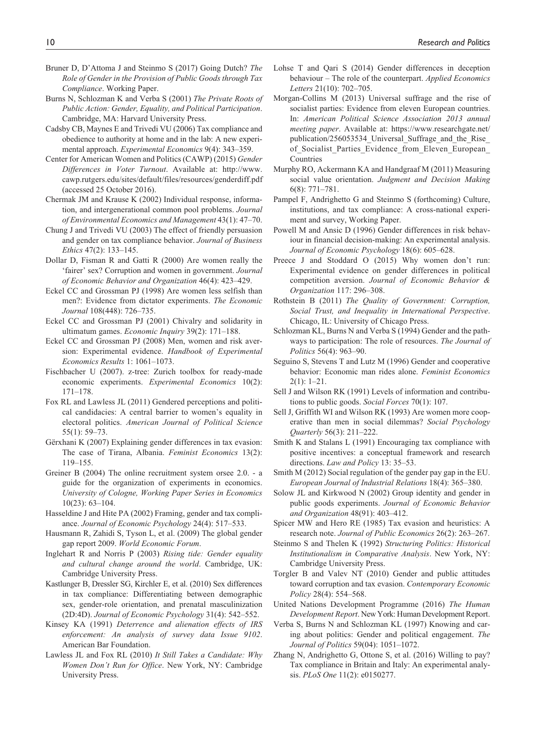Bruner D, D'Attoma J and Steinmo S (2017) Going Dutch? *The Role of Gender in the Provision of Public Goods through Tax Compliance*. Working Paper.

Burns N, Schlozman K and Verba S (2001) *The Private Roots of Public Action: Gender, Equality, and Political Participation*. Cambridge, MA: Harvard University Press.

Cadsby CB, Maynes E and Trivedi VU (2006) Tax compliance and obedience to authority at home and in the lab: A new experimental approach. *Experimental Economics* 9(4): 343–359.

Center for American Women and Politics (CAWP) (2015) *Gender Differences in Voter Turnout*. Available at: http://www.cawp.rutgers.edu/sites/default/files/resources/genderdiff.pdf (accessed 25 October 2016).

Chermak JM and Krause K (2002) Individual response, information, and intergenerational common pool problems. *Journal of Environmental Economics and Management* 43(1): 47–70.

Chung J and Trivedi VU (2003) The effect of friendly persuasion and gender on tax compliance behavior. *Journal of Business Ethics* 47(2): 133–145.

Dollar D, Fisman R and Gatti R (2000) Are women really the 'fairer' sex? Corruption and women in government. *Journal of Economic Behavior and Organization* 46(4): 423–429.

Eckel CC and Grossman PJ (1998) Are women less selfish than men?: Evidence from dictator experiments. *The Economic Journal* 108(448): 726–735.

Eckel CC and Grossman PJ (2001) Chivalry and solidarity in ultimatum games. *Economic Inquiry* 39(2): 171–188.

Eckel CC and Grossman PJ (2008) Men, women and risk aversion: Experimental evidence. *Handbook of Experimental Economics Results* 1: 1061–1073.

Fischbacher U (2007). z-tree: Zurich toolbox for ready-made economic experiments. *Experimental Economics* 10(2): 171–178.

Fox RL and Lawless JL (2011) Gendered perceptions and political candidacies: A central barrier to women's equality in electoral politics. *American Journal of Political Science* 55(1): 59–73.

Gërxhani K (2007) Explaining gender differences in tax evasion: The case of Tirana, Albania. *Feminist Economics* 13(2): 119–155.

Greiner B (2004) The online recruitment system orsee 2.0. - a guide for the organization of experiments in economics. *University of Cologne, Working Paper Series in Economics* 10(23): 63–104.

Hasseldine J and Hite PA (2002) Framing, gender and tax compliance. *Journal of Economic Psychology* 24(4): 517–533.

Hausmann R, Zahidi S, Tyson L, et al. (2009) The global gender gap report 2009. *World Economic Forum*.

Inglehart R and Norris P (2003) *Rising tide: Gender equality and cultural change around the world*. Cambridge, UK: Cambridge University Press.

Kastlunger B, Dressler SG, Kirchler E, et al. (2010) Sex differences in tax compliance: Differentiating between demographic sex, gender-role orientation, and prenatal masculinization (2D:4D). *Journal of Economic Psychology* 31(4): 542–552.

Kinsey KA (1991) *Deterrence and alienation effects of IRS enforcement: An analysis of survey data Issue 9102*. American Bar Foundation.

Lawless JL and Fox RL (2010) *It Still Takes a Candidate: Why Women Don't Run for Office*. New York, NY: Cambridge University Press.

Lohse T and Qari S (2014) Gender differences in deception behaviour – The role of the counterpart. *Applied Economics Letters* 21(10): 702–705.

Morgan-Collins M (2013) Universal suffrage and the rise of socialist parties: Evidence from eleven European countries. In: *American Political Science Association 2013 annual meeting paper*. Available at: https://www.researchgate.net/publication/256053534_Universal_Suffrage_and_the_Rise_of_Socialist_Parties_Evidence_from_Eleven_European_Countries

Murphy RO, Ackermann KA and Handgraaf M (2011) Measuring social value orientation. *Judgment and Decision Making* 6(8): 771–781.

Pampel F, Andrighetto G and Steinmo S (forthcoming) Culture, institutions, and tax compliance: A cross-national experiment and survey, Working Paper.

Powell M and Ansic D (1996) Gender differences in risk behaviour in financial decision-making: An experimental analysis. *Journal of Economic Psychology* 18(6): 605–628.

Preece J and Stoddard O (2015) Why women don't run: Experimental evidence on gender differences in political competition aversion. *Journal of Economic Behavior & Organization* 117: 296–308.

Rothstein B (2011) *The Quality of Government: Corruption, Social Trust, and Inequality in International Perspective*. Chicago, IL: University of Chicago Press.

Schlozman KL, Burns N and Verba S (1994) Gender and the pathways to participation: The role of resources. *The Journal of Politics* 56(4): 963–90.

Seguino S, Stevens T and Lutz M (1996) Gender and cooperative behavior: Economic man rides alone. *Feminist Economics* 2(1): 1–21.

Sell J and Wilson RK (1991) Levels of information and contributions to public goods. *Social Forces* 70(1): 107.

Sell J, Griffith WI and Wilson RK (1993) Are women more cooperative than men in social dilemmas? *Social Psychology Quarterly* 56(3): 211–222.

Smith K and Stalans L (1991) Encouraging tax compliance with positive incentives: a conceptual framework and research directions. *Law and Policy* 13: 35–53.

Smith M (2012) Social regulation of the gender pay gap in the EU. *European Journal of Industrial Relations* 18(4): 365–380.

Solow JL and Kirkwood N (2002) Group identity and gender in public goods experiments. *Journal of Economic Behavior and Organization* 48(91): 403–412.

Spicer MW and Hero RE (1985) Tax evasion and heuristics: A research note. *Journal of Public Economics* 26(2): 263–267.

Steinmo S and Thelen K (1992) *Structuring Politics: Historical Institutionalism in Comparative Analysis*. New York, NY: Cambridge University Press.

Torgler B and Valev NT (2010) Gender and public attitudes toward corruption and tax evasion. *Contemporary Economic Policy* 28(4): 554–568.

United Nations Development Programme (2016) *The Human Development Report*. New York: Human Development Report.

Verba S, Burns N and Schlozman KL (1997) Knowing and caring about politics: Gender and political engagement. *The Journal of Politics* 59(04): 1051–1072.

Zhang N, Andrighetto G, Ottone S, et al. (2016) Willing to pay? Tax compliance in Britain and Italy: An experimental analysis. *PLoS One* 11(2): e0150277.